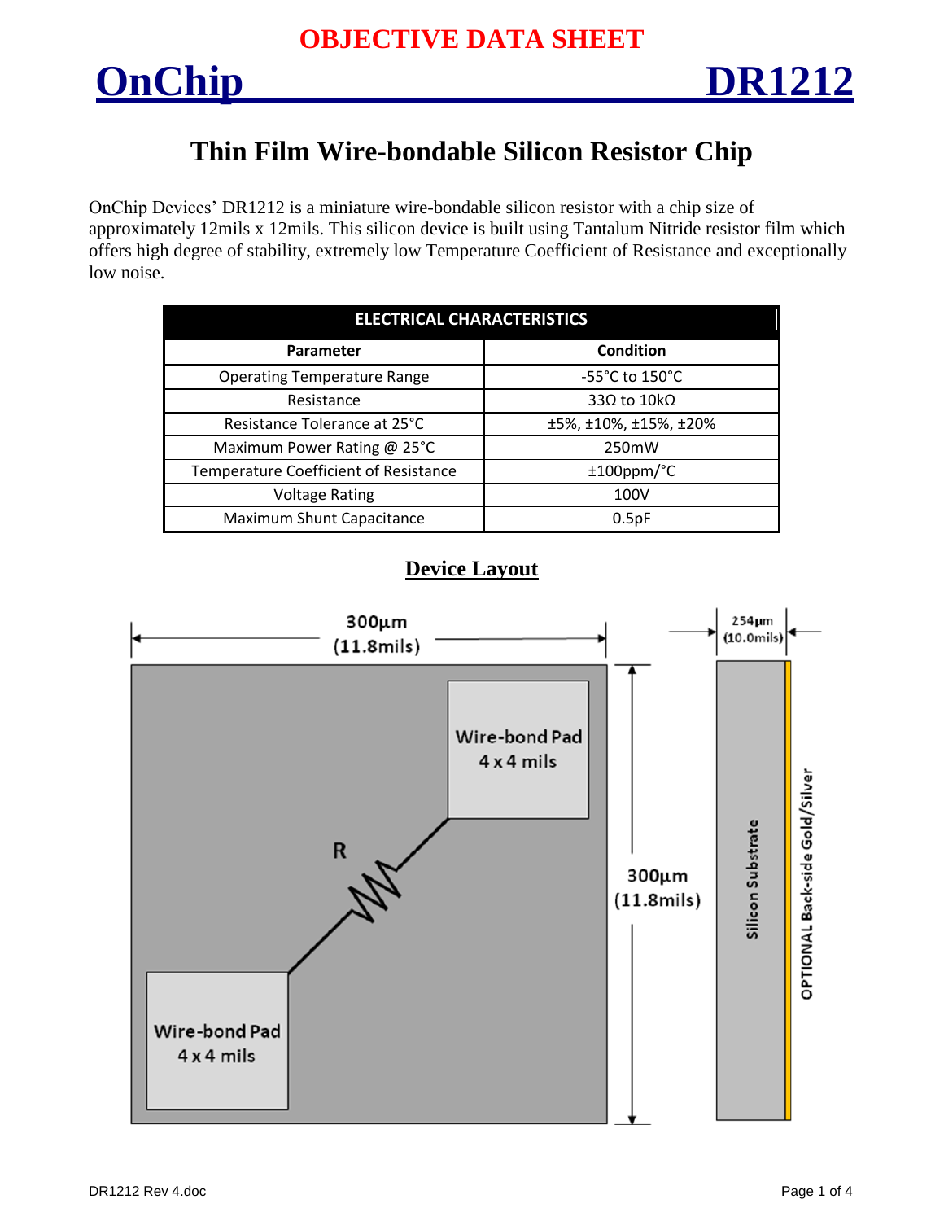# OBJECTIVE DATA SHEET

# OnChip DR1212

## Thin Film Wire-bondable Silicon Resistor Chip

OnChip Devices' DR1212 is a miniature wire-bondable silicon resistor with a chip size of approximately 12mils x 12mils. This silicon device is built using Tantalum Nitride resistor film which offers high degree of stability, extremely low Temperature Coefficient of Resistance and exceptionally low noise.

| ELECTRICAL CHARACTERISTICS | |
|---|---|
| **Parameter** | **Condition** |
| Operating Temperature Range | -55°C to 150°C |
| Resistance | 33Ω to 10kΩ |
| Resistance Tolerance at 25°C | ±5%, ±10%, ±15%, ±20% |
| Maximum Power Rating @ 25°C | 250mW |
| Temperature Coefficient of Resistance | ±100ppm/°C |
| Voltage Rating | 100V |
| Maximum Shunt Capacitance | 0.5pF |

## Device Layout

300µm (11.8mils)

300µm (11.8mils)

254µm (10.0mils)

Wire-bond Pad 4 x 4 mils

R

Wire-bond Pad 4 x 4 mils

Silicon Substrate

OPTIONAL Back-side Gold/Silver

DR1212 Rev 4.doc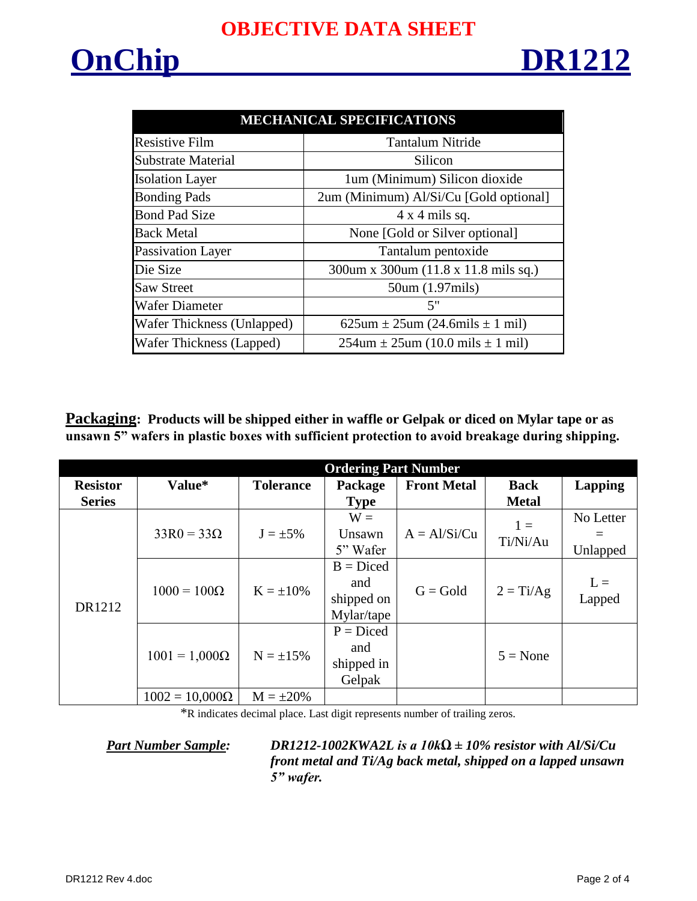**OBJECTIVE DATA SHEET**

# OnChip DR1212

| MECHANICAL SPECIFICATIONS | |
|---|---|
| Resistive Film | Tantalum Nitride |
| Substrate Material | Silicon |
| Isolation Layer | 1um (Minimum) Silicon dioxide |
| Bonding Pads | 2um (Minimum) Al/Si/Cu [Gold optional] |
| Bond Pad Size | 4 x 4 mils sq. |
| Back Metal | None [Gold or Silver optional] |
| Passivation Layer | Tantalum pentoxide |
| Die Size | 300um x 300um (11.8 x 11.8 mils sq.) |
| Saw Street | 50um (1.97mils) |
| Wafer Diameter | 5" |
| Wafer Thickness (Unlapped) | 625um ± 25um (24.6mils ± 1 mil) |
| Wafer Thickness (Lapped) | 254um ± 25um (10.0 mils ± 1 mil) |

**Packaging: Products will be shipped either in waffle or Gelpak or diced on Mylar tape or as unsawn 5” wafers in plastic boxes with sufficient protection to avoid breakage during shipping.**

| Ordering Part Number | | | | | | |
|---|---|---|---|---|---|---|
| **Resistor Series** | **Value*** | **Tolerance** | **Package Type** | **Front Metal** | **Back Metal** | **Lapping** |
| DR1212 | 33R0 = 33Ω | J = ±5% | W = Unsawn 5” Wafer | A = Al/Si/Cu | 1 = Ti/Ni/Au | No Letter = Unlapped |
| | 1000 = 100Ω | K = ±10% | B = Diced and shipped on Mylar/tape | G = Gold | 2 = Ti/Ag | L = Lapped |
| | 1001 = 1,000Ω | N = ±15% | P = Diced and shipped in Gelpak | | 5 = None | |
| | 1002 = 10,000Ω | M = ±20% | | | | |

*R indicates decimal place. Last digit represents number of trailing zeros.

***Part Number Sample:*** ***DR1212-1002KWA2L is a 10kΩ ± 10% resistor with Al/Si/Cu front metal and Ti/Ag back metal, shipped on a lapped unsawn 5” wafer.***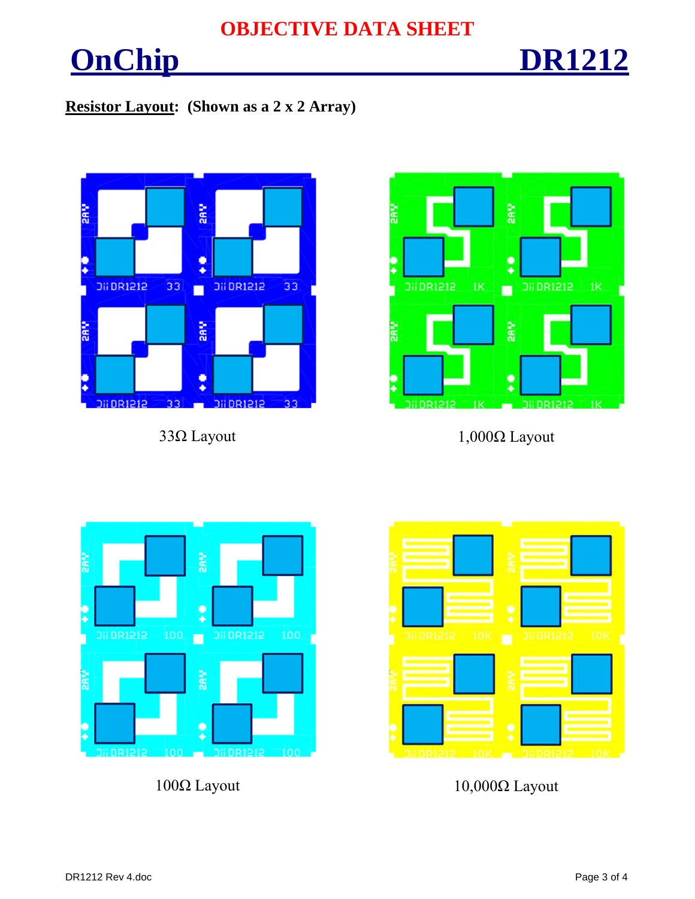**OBJECTIVE DATA SHEET**

# OnChip DR1212

**Resistor Layout: (Shown as a 2 x 2 Array)**

33Ω Layout

1,000Ω Layout

100Ω Layout

10,000Ω Layout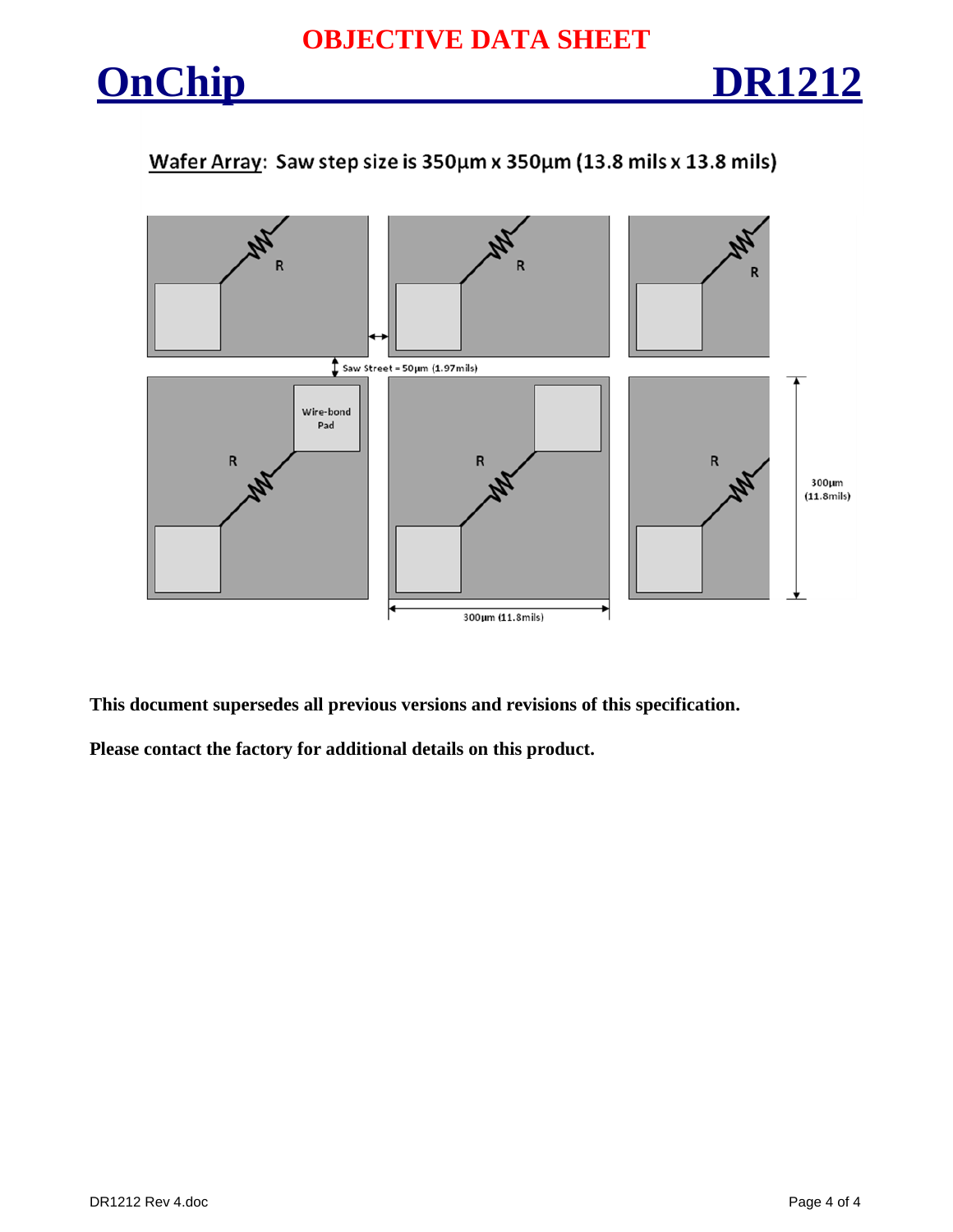# OBJECTIVE DATA SHEET

# OnChip DR1212

**Wafer Array**: Saw step size is 350µm x 350µm (13.8 mils x 13.8 mils)

R

R

R

Saw Street = 50µm (1.97mils)

Wire-bond Pad

R

R

R

300µm (11.8mils)

300µm (11.8mils)

**This document supersedes all previous versions and revisions of this specification.**

**Please contact the factory for additional details on this product.**